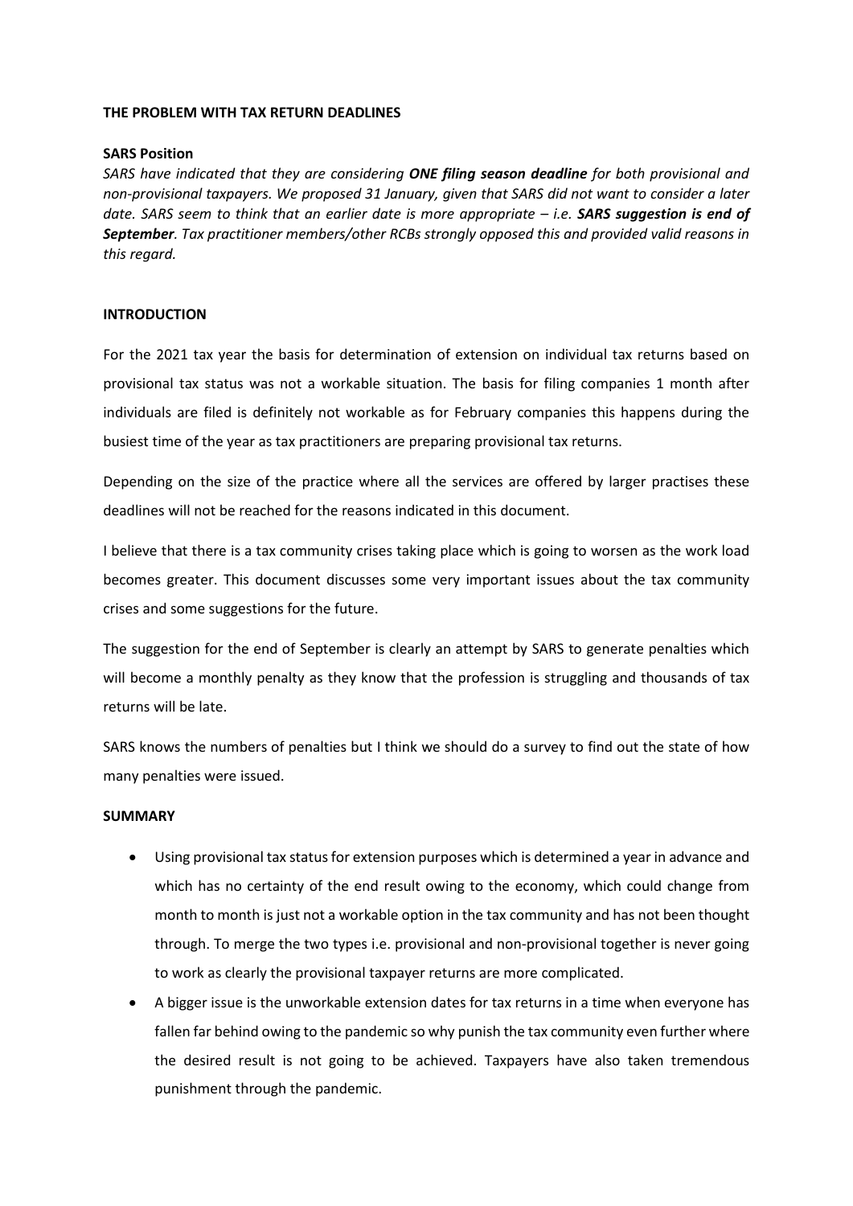**THE PROBLEM WITH TAX RETURN DEADLINES**

**SARS Position**

*SARS have indicated that they are considering **ONE filing season deadline** for both provisional and non-provisional taxpayers. We proposed 31 January, given that SARS did not want to consider a later date. SARS seem to think that an earlier date is more appropriate – i.e. **SARS suggestion is end of September**. Tax practitioner members/other RCBs strongly opposed this and provided valid reasons in this regard.*

**INTRODUCTION**

For the 2021 tax year the basis for determination of extension on individual tax returns based on provisional tax status was not a workable situation. The basis for filing companies 1 month after individuals are filed is definitely not workable as for February companies this happens during the busiest time of the year as tax practitioners are preparing provisional tax returns.

Depending on the size of the practice where all the services are offered by larger practises these deadlines will not be reached for the reasons indicated in this document.

I believe that there is a tax community crises taking place which is going to worsen as the work load becomes greater. This document discusses some very important issues about the tax community crises and some suggestions for the future.

The suggestion for the end of September is clearly an attempt by SARS to generate penalties which will become a monthly penalty as they know that the profession is struggling and thousands of tax returns will be late.

SARS knows the numbers of penalties but I think we should do a survey to find out the state of how many penalties were issued.

**SUMMARY**

- Using provisional tax status for extension purposes which is determined a year in advance and which has no certainty of the end result owing to the economy, which could change from month to month is just not a workable option in the tax community and has not been thought through. To merge the two types i.e. provisional and non-provisional together is never going to work as clearly the provisional taxpayer returns are more complicated.
- A bigger issue is the unworkable extension dates for tax returns in a time when everyone has fallen far behind owing to the pandemic so why punish the tax community even further where the desired result is not going to be achieved. Taxpayers have also taken tremendous punishment through the pandemic.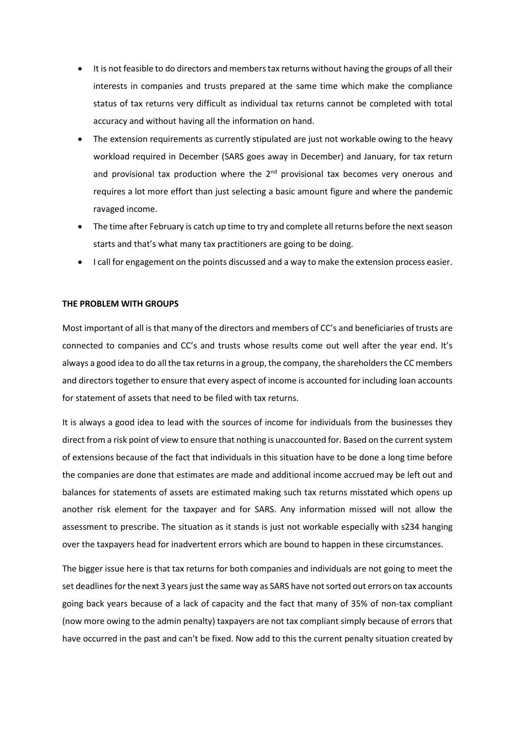- It is not feasible to do directors and members tax returns without having the groups of all their interests in companies and trusts prepared at the same time which make the compliance status of tax returns very difficult as individual tax returns cannot be completed with total accuracy and without having all the information on hand.
- The extension requirements as currently stipulated are just not workable owing to the heavy workload required in December (SARS goes away in December) and January, for tax return and provisional tax production where the 2nd provisional tax becomes very onerous and requires a lot more effort than just selecting a basic amount figure and where the pandemic ravaged income.
- The time after February is catch up time to try and complete all returns before the next season starts and that's what many tax practitioners are going to be doing.
- I call for engagement on the points discussed and a way to make the extension process easier.

**THE PROBLEM WITH GROUPS**

Most important of all is that many of the directors and members of CC's and beneficiaries of trusts are connected to companies and CC's and trusts whose results come out well after the year end. It's always a good idea to do all the tax returns in a group, the company, the shareholders the CC members and directors together to ensure that every aspect of income is accounted for including loan accounts for statement of assets that need to be filed with tax returns.

It is always a good idea to lead with the sources of income for individuals from the businesses they direct from a risk point of view to ensure that nothing is unaccounted for. Based on the current system of extensions because of the fact that individuals in this situation have to be done a long time before the companies are done that estimates are made and additional income accrued may be left out and balances for statements of assets are estimated making such tax returns misstated which opens up another risk element for the taxpayer and for SARS. Any information missed will not allow the assessment to prescribe. The situation as it stands is just not workable especially with s234 hanging over the taxpayers head for inadvertent errors which are bound to happen in these circumstances.

The bigger issue here is that tax returns for both companies and individuals are not going to meet the set deadlines for the next 3 years just the same way as SARS have not sorted out errors on tax accounts going back years because of a lack of capacity and the fact that many of 35% of non-tax compliant (now more owing to the admin penalty) taxpayers are not tax compliant simply because of errors that have occurred in the past and can't be fixed. Now add to this the current penalty situation created by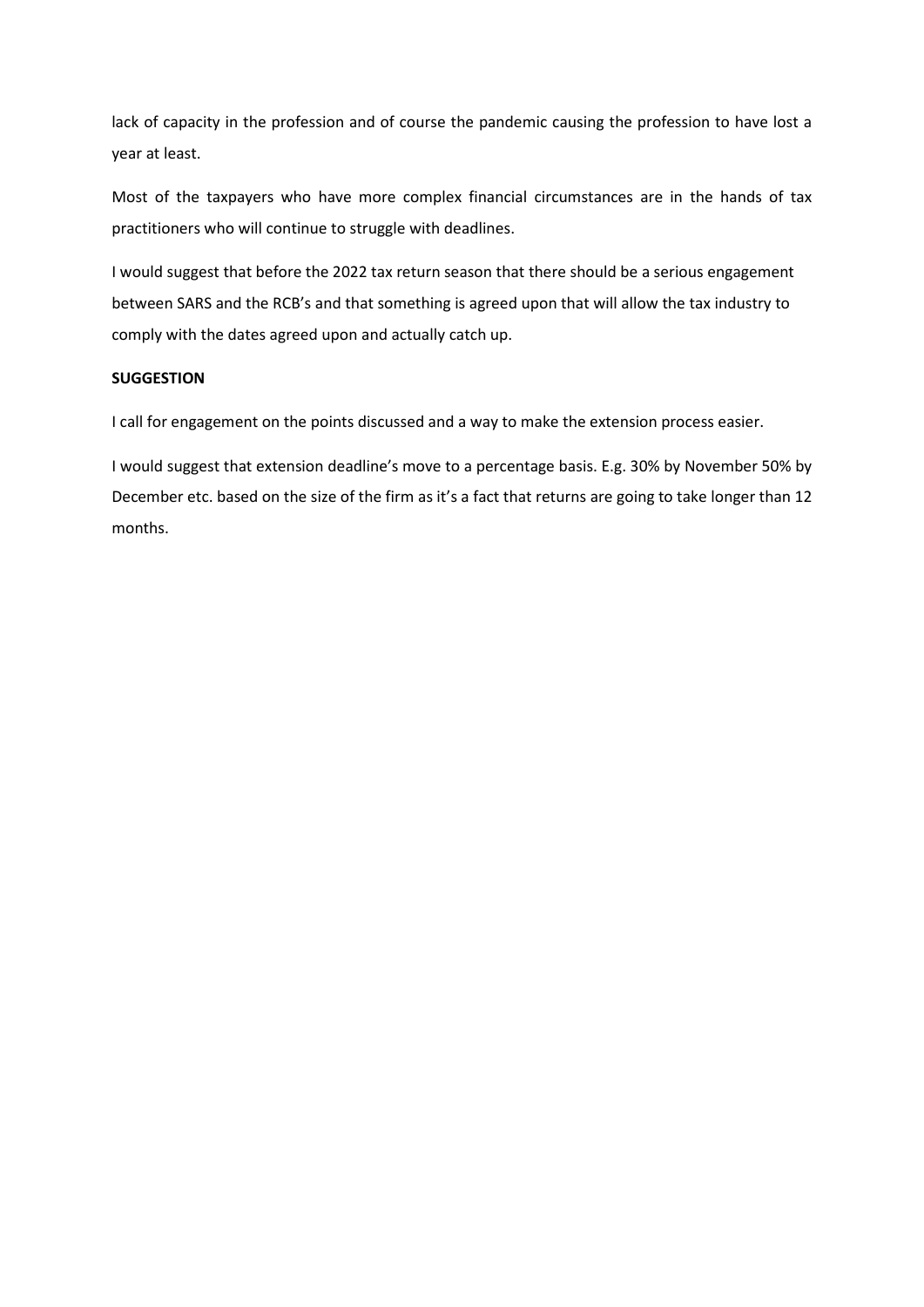lack of capacity in the profession and of course the pandemic causing the profession to have lost a year at least.

Most of the taxpayers who have more complex financial circumstances are in the hands of tax practitioners who will continue to struggle with deadlines.

I would suggest that before the 2022 tax return season that there should be a serious engagement between SARS and the RCB's and that something is agreed upon that will allow the tax industry to comply with the dates agreed upon and actually catch up.

**SUGGESTION**

I call for engagement on the points discussed and a way to make the extension process easier.

I would suggest that extension deadline's move to a percentage basis. E.g. 30% by November 50% by December etc. based on the size of the firm as it's a fact that returns are going to take longer than 12 months.